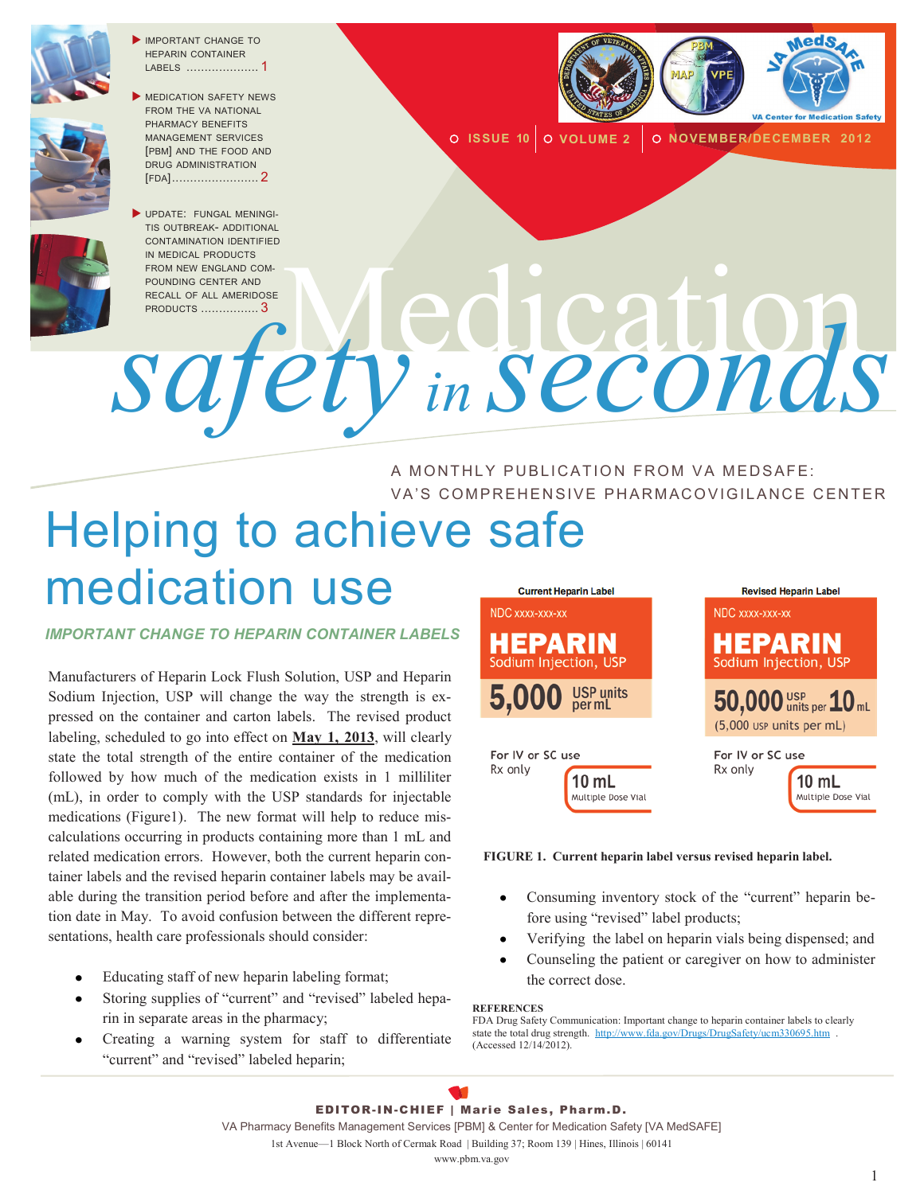- IMPORTANT CHANGE TO HEPARIN CONTAINER LABELS .................... 1
- MEDICATION SAFETY NEWS FROM THE VA NATIONAL PHARMACY BENEFITS MANAGEMENT SERVICES [PBM] AND THE FOOD AND DRUG ADMINISTRATION [FDA]........................ 2
- UPDATE: FUNGAL MENINGITIS OUTBREAK- ADDITIONAL CONTAMINATION IDENTIFIED IN MEDICAL PRODUCTS FROM NEW ENGLAND COMPOUNDING CENTER AND RECALL OF ALL AMERIDOSE PRODUCTS ................ 3

ISSUE 10 | VOLUME 2 | NOVEMBER/DECEMBER 2012

VA Center for Medication Safety

# Medication safety in seconds

A MONTHLY PUBLICATION FROM VA MEDSAFE: VA'S COMPREHENSIVE PHARMACOVIGILANCE CENTER

# Helping to achieve safe medication use

### *IMPORTANT CHANGE TO HEPARIN CONTAINER LABELS*

Manufacturers of Heparin Lock Flush Solution, USP and Heparin Sodium Injection, USP will change the way the strength is expressed on the container and carton labels. The revised product labeling, scheduled to go into effect on **May 1, 2013**, will clearly state the total strength of the entire container of the medication followed by how much of the medication exists in 1 milliliter (mL), in order to comply with the USP standards for injectable medications (Figure1). The new format will help to reduce miscalculations occurring in products containing more than 1 mL and related medication errors. However, both the current heparin container labels and the revised heparin container labels may be available during the transition period before and after the implementation date in May. To avoid confusion between the different representations, health care professionals should consider:

- Educating staff of new heparin labeling format;
- Storing supplies of "current" and "revised" labeled heparin in separate areas in the pharmacy;
- Creating a warning system for staff to differentiate "current" and "revised" labeled heparin;
- Consuming inventory stock of the "current" heparin before using "revised" label products;
- Verifying the label on heparin vials being dispensed; and
- Counseling the patient or caregiver on how to administer the correct dose.

| Current Heparin Label | Revised Heparin Label |
|---|---|
| NDC xxxx-xxx-xx | NDC xxxx-xxx-xx |
| HEPARIN Sodium Injection, USP | HEPARIN Sodium Injection, USP |
| 5,000 USP units per mL | 50,000 USP units per 10 mL (5,000 USP units per mL) |
| For IV or SC use; Rx only | For IV or SC use; Rx only |
| 10 mL Multiple Dose Vial | 10 mL Multiple Dose Vial |

**FIGURE 1. Current heparin label versus revised heparin label.**

**REFERENCES**

FDA Drug Safety Communication: Important change to heparin container labels to clearly state the total drug strength. http://www.fda.gov/Drugs/DrugSafety/ucm330695.htm . (Accessed 12/14/2012).

**EDITOR-IN-CHIEF | Marie Sales, Pharm.D.**

VA Pharmacy Benefits Management Services [PBM] & Center for Medication Safety [VA MedSAFE]

1st Avenue—1 Block North of Cermak Road | Building 37; Room 139 | Hines, Illinois | 60141

www.pbm.va.gov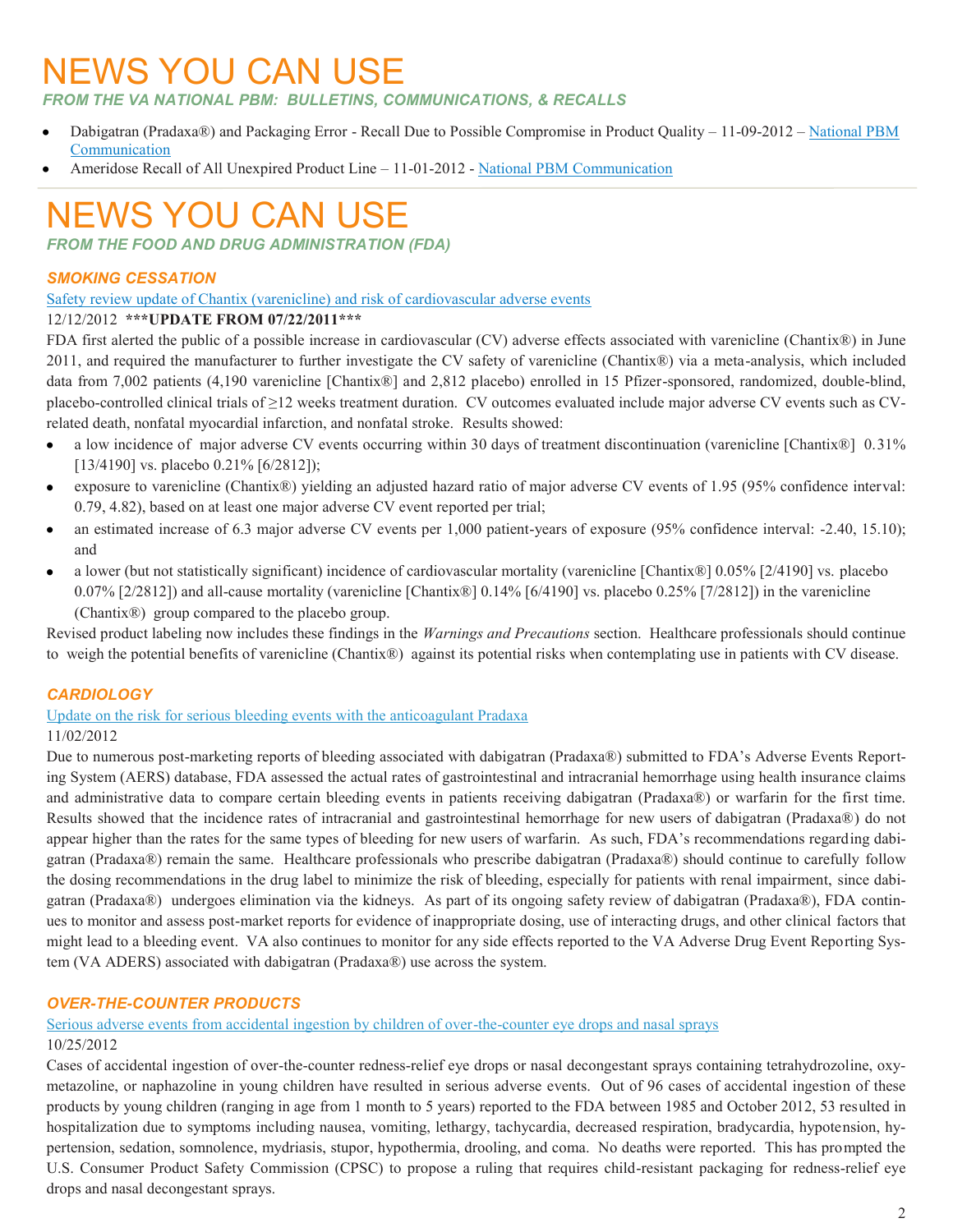# NEWS YOU CAN USE

*FROM THE VA NATIONAL PBM: BULLETINS, COMMUNICATIONS, & RECALLS*

- Dabigatran (Pradaxa®) and Packaging Error - Recall Due to Possible Compromise in Product Quality – 11-09-2012 – National PBM Communication
- Ameridose Recall of All Unexpired Product Line – 11-01-2012 - National PBM Communication

# NEWS YOU CAN USE

*FROM THE FOOD AND DRUG ADMINISTRATION (FDA)*

### *SMOKING CESSATION*

Safety review update of Chantix (varenicline) and risk of cardiovascular adverse events

12/12/2012 **\*\*\*UPDATE FROM 07/22/2011\*\*\***

FDA first alerted the public of a possible increase in cardiovascular (CV) adverse effects associated with varenicline (Chantix®) in June 2011, and required the manufacturer to further investigate the CV safety of varenicline (Chantix®) via a meta-analysis, which included data from 7,002 patients (4,190 varenicline [Chantix®] and 2,812 placebo) enrolled in 15 Pfizer-sponsored, randomized, double-blind, placebo-controlled clinical trials of ≥12 weeks treatment duration. CV outcomes evaluated include major adverse CV events such as CV-related death, nonfatal myocardial infarction, and nonfatal stroke. Results showed:

- a low incidence of major adverse CV events occurring within 30 days of treatment discontinuation (varenicline [Chantix®] 0.31% [13/4190] vs. placebo 0.21% [6/2812]);
- exposure to varenicline (Chantix®) yielding an adjusted hazard ratio of major adverse CV events of 1.95 (95% confidence interval: 0.79, 4.82), based on at least one major adverse CV event reported per trial;
- an estimated increase of 6.3 major adverse CV events per 1,000 patient-years of exposure (95% confidence interval: -2.40, 15.10); and
- a lower (but not statistically significant) incidence of cardiovascular mortality (varenicline [Chantix®] 0.05% [2/4190] vs. placebo 0.07% [2/2812]) and all-cause mortality (varenicline [Chantix®] 0.14% [6/4190] vs. placebo 0.25% [7/2812]) in the varenicline (Chantix®) group compared to the placebo group.

Revised product labeling now includes these findings in the *Warnings and Precautions* section. Healthcare professionals should continue to weigh the potential benefits of varenicline (Chantix®) against its potential risks when contemplating use in patients with CV disease.

### *CARDIOLOGY*

Update on the risk for serious bleeding events with the anticoagulant Pradaxa

11/02/2012

Due to numerous post-marketing reports of bleeding associated with dabigatran (Pradaxa®) submitted to FDA's Adverse Events Reporting System (AERS) database, FDA assessed the actual rates of gastrointestinal and intracranial hemorrhage using health insurance claims and administrative data to compare certain bleeding events in patients receiving dabigatran (Pradaxa®) or warfarin for the first time. Results showed that the incidence rates of intracranial and gastrointestinal hemorrhage for new users of dabigatran (Pradaxa®) do not appear higher than the rates for the same types of bleeding for new users of warfarin. As such, FDA's recommendations regarding dabigatran (Pradaxa®) remain the same. Healthcare professionals who prescribe dabigatran (Pradaxa®) should continue to carefully follow the dosing recommendations in the drug label to minimize the risk of bleeding, especially for patients with renal impairment, since dabigatran (Pradaxa®) undergoes elimination via the kidneys. As part of its ongoing safety review of dabigatran (Pradaxa®), FDA continues to monitor and assess post-market reports for evidence of inappropriate dosing, use of interacting drugs, and other clinical factors that might lead to a bleeding event. VA also continues to monitor for any side effects reported to the VA Adverse Drug Event Reporting System (VA ADERS) associated with dabigatran (Pradaxa®) use across the system.

### *OVER-THE-COUNTER PRODUCTS*

Serious adverse events from accidental ingestion by children of over-the-counter eye drops and nasal sprays

10/25/2012

Cases of accidental ingestion of over-the-counter redness-relief eye drops or nasal decongestant sprays containing tetrahydrozoline, oxymetazoline, or naphazoline in young children have resulted in serious adverse events. Out of 96 cases of accidental ingestion of these products by young children (ranging in age from 1 month to 5 years) reported to the FDA between 1985 and October 2012, 53 resulted in hospitalization due to symptoms including nausea, vomiting, lethargy, tachycardia, decreased respiration, bradycardia, hypotension, hypertension, sedation, somnolence, mydriasis, stupor, hypothermia, drooling, and coma. No deaths were reported. This has prompted the U.S. Consumer Product Safety Commission (CPSC) to propose a ruling that requires child-resistant packaging for redness-relief eye drops and nasal decongestant sprays.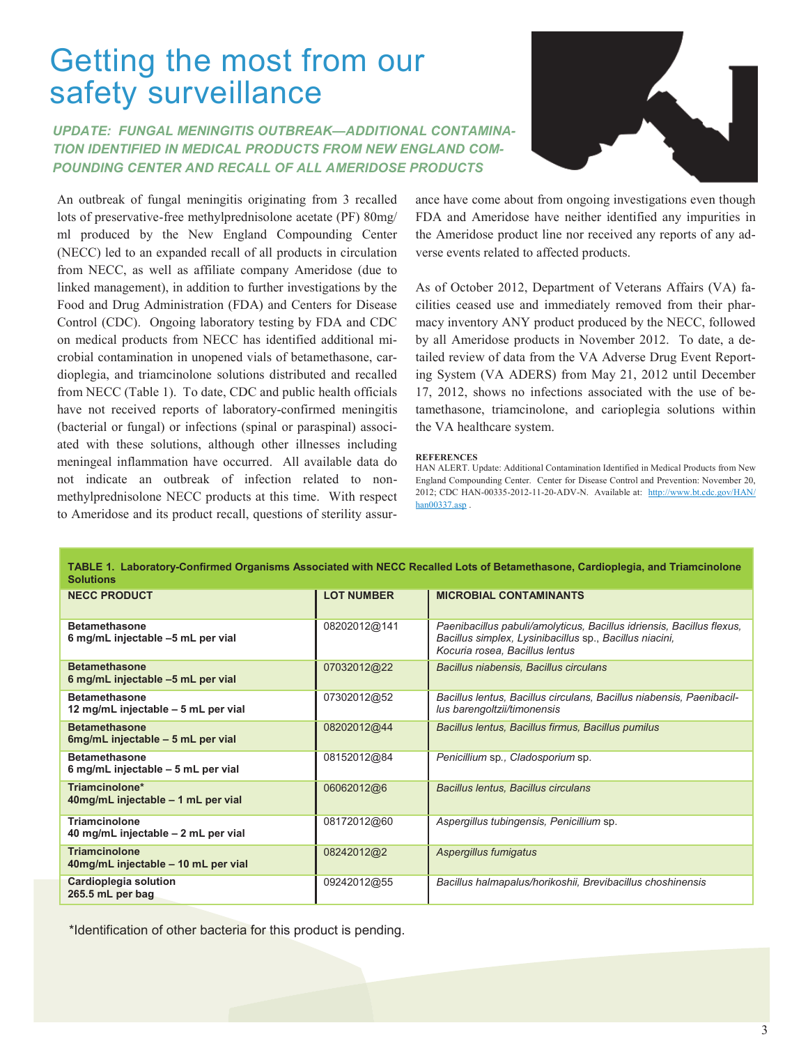# Getting the most from our safety surveillance

### *UPDATE: FUNGAL MENINGITIS OUTBREAK—ADDITIONAL CONTAMINATION IDENTIFIED IN MEDICAL PRODUCTS FROM NEW ENGLAND COMPOUNDING CENTER AND RECALL OF ALL AMERIDOSE PRODUCTS*

An outbreak of fungal meningitis originating from 3 recalled lots of preservative-free methylprednisolone acetate (PF) 80mg/ml produced by the New England Compounding Center (NECC) led to an expanded recall of all products in circulation from NECC, as well as affiliate company Ameridose (due to linked management), in addition to further investigations by the Food and Drug Administration (FDA) and Centers for Disease Control (CDC). Ongoing laboratory testing by FDA and CDC on medical products from NECC has identified additional microbial contamination in unopened vials of betamethasone, cardioplegia, and triamcinolone solutions distributed and recalled from NECC (Table 1). To date, CDC and public health officials have not received reports of laboratory-confirmed meningitis (bacterial or fungal) or infections (spinal or paraspinal) associated with these solutions, although other illnesses including meningeal inflammation have occurred. All available data do not indicate an outbreak of infection related to non-methylprednisolone NECC products at this time. With respect to Ameridose and its product recall, questions of sterility assurance have come about from ongoing investigations even though FDA and Ameridose have neither identified any impurities in the Ameridose product line nor received any reports of any adverse events related to affected products.

As of October 2012, Department of Veterans Affairs (VA) facilities ceased use and immediately removed from their pharmacy inventory ANY product produced by the NECC, followed by all Ameridose products in November 2012. To date, a detailed review of data from the VA Adverse Drug Event Reporting System (VA ADERS) from May 21, 2012 until December 17, 2012, shows no infections associated with the use of betamethasone, triamcinolone, and carioplegia solutions within the VA healthcare system.

**REFERENCES**

HAN ALERT. Update: Additional Contamination Identified in Medical Products from New England Compounding Center. Center for Disease Control and Prevention: November 20, 2012; CDC HAN-00335-2012-11-20-ADV-N. Available at: http://www.bt.cdc.gov/HAN/han00337.asp .

**TABLE 1. Laboratory-Confirmed Organisms Associated with NECC Recalled Lots of Betamethasone, Cardioplegia, and Triamcinolone Solutions**

| NECC PRODUCT | LOT NUMBER | MICROBIAL CONTAMINANTS |
|---|---|---|
| **Betamethasone 6 mg/mL injectable –5 mL per vial** | 08202012@141 | *Paenibacillus pabuli/amolyticus, Bacillus idriensis, Bacillus flexus, Bacillus simplex, Lysinibacillus* sp., *Bacillus niacini, Kocuria rosea, Bacillus lentus* |
| **Betamethasone 6 mg/mL injectable –5 mL per vial** | 07032012@22 | *Bacillus niabensis, Bacillus circulans* |
| **Betamethasone 12 mg/mL injectable – 5 mL per vial** | 07302012@52 | *Bacillus lentus, Bacillus circulans, Bacillus niabensis, Paenibacillus barengoltzii/timonensis* |
| **Betamethasone 6mg/mL injectable – 5 mL per vial** | 08202012@44 | *Bacillus lentus, Bacillus firmus, Bacillus pumilus* |
| **Betamethasone 6 mg/mL injectable – 5 mL per vial** | 08152012@84 | *Penicillium* sp., *Cladosporium* sp. |
| **Triamcinolone\* 40mg/mL injectable – 1 mL per vial** | 06062012@6 | *Bacillus lentus, Bacillus circulans* |
| **Triamcinolone 40 mg/mL injectable – 2 mL per vial** | 08172012@60 | *Aspergillus tubingensis, Penicillium* sp. |
| **Triamcinolone 40mg/mL injectable – 10 mL per vial** | 08242012@2 | *Aspergillus fumigatus* |
| **Cardioplegia solution 265.5 mL per bag** | 09242012@55 | *Bacillus halmapalus/horikoshii, Brevibacillus choshinensis* |

*Identification of other bacteria for this product is pending.